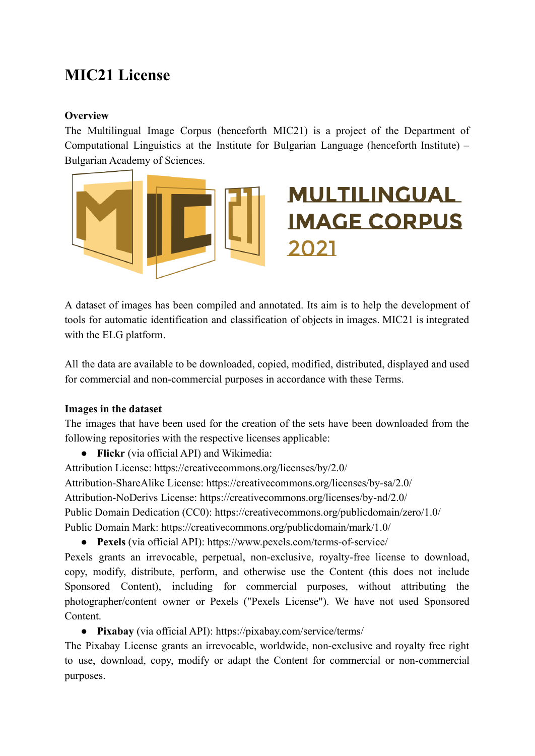# MIC21 License

**Overview**

The Multilingual Image Corpus (henceforth MIC21) is a project of the Department of Computational Linguistics at the Institute for Bulgarian Language (henceforth Institute) – Bulgarian Academy of Sciences.

MULTILINGUAL IMAGE CORPUS 2021

A dataset of images has been compiled and annotated. Its aim is to help the development of tools for automatic identification and classification of objects in images. MIC21 is integrated with the ELG platform.

All the data are available to be downloaded, copied, modified, distributed, displayed and used for commercial and non-commercial purposes in accordance with these Terms.

**Images in the dataset**

The images that have been used for the creation of the sets have been downloaded from the following repositories with the respective licenses applicable:

- **Flickr** (via official API) and Wikimedia:

Attribution License: https://creativecommons.org/licenses/by/2.0/
Attribution-ShareAlike License: https://creativecommons.org/licenses/by-sa/2.0/
Attribution-NoDerivs License: https://creativecommons.org/licenses/by-nd/2.0/
Public Domain Dedication (CC0): https://creativecommons.org/publicdomain/zero/1.0/
Public Domain Mark: https://creativecommons.org/publicdomain/mark/1.0/

- **Pexels** (via official API): https://www.pexels.com/terms-of-service/

Pexels grants an irrevocable, perpetual, non-exclusive, royalty-free license to download, copy, modify, distribute, perform, and otherwise use the Content (this does not include Sponsored Content), including for commercial purposes, without attributing the photographer/content owner or Pexels ("Pexels License"). We have not used Sponsored Content.

- **Pixabay** (via official API): https://pixabay.com/service/terms/

The Pixabay License grants an irrevocable, worldwide, non-exclusive and royalty free right to use, download, copy, modify or adapt the Content for commercial or non-commercial purposes.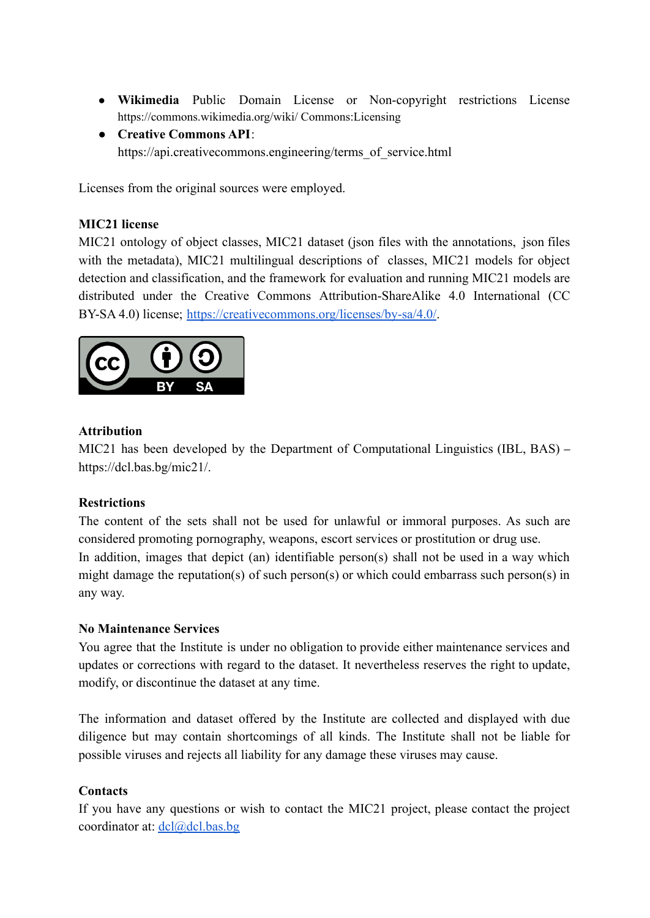- **Wikimedia** Public Domain License or Non-copyright restrictions License https://commons.wikimedia.org/wiki/ Commons:Licensing
- **Creative Commons API**: https://api.creativecommons.engineering/terms_of_service.html

Licenses from the original sources were employed.

**MIC21 license**

MIC21 ontology of object classes, MIC21 dataset (json files with the annotations, json files with the metadata), MIC21 multilingual descriptions of classes, MIC21 models for object detection and classification, and the framework for evaluation and running MIC21 models are distributed under the Creative Commons Attribution-ShareAlike 4.0 International (CC BY-SA 4.0) license; https://creativecommons.org/licenses/by-sa/4.0/.

**Attribution**

MIC21 has been developed by the Department of Computational Linguistics (IBL, BAS) – https://dcl.bas.bg/mic21/.

**Restrictions**

The content of the sets shall not be used for unlawful or immoral purposes. As such are considered promoting pornography, weapons, escort services or prostitution or drug use.

In addition, images that depict (an) identifiable person(s) shall not be used in a way which might damage the reputation(s) of such person(s) or which could embarrass such person(s) in any way.

**No Maintenance Services**

You agree that the Institute is under no obligation to provide either maintenance services and updates or corrections with regard to the dataset. It nevertheless reserves the right to update, modify, or discontinue the dataset at any time.

The information and dataset offered by the Institute are collected and displayed with due diligence but may contain shortcomings of all kinds. The Institute shall not be liable for possible viruses and rejects all liability for any damage these viruses may cause.

**Contacts**

If you have any questions or wish to contact the MIC21 project, please contact the project coordinator at: dcl@dcl.bas.bg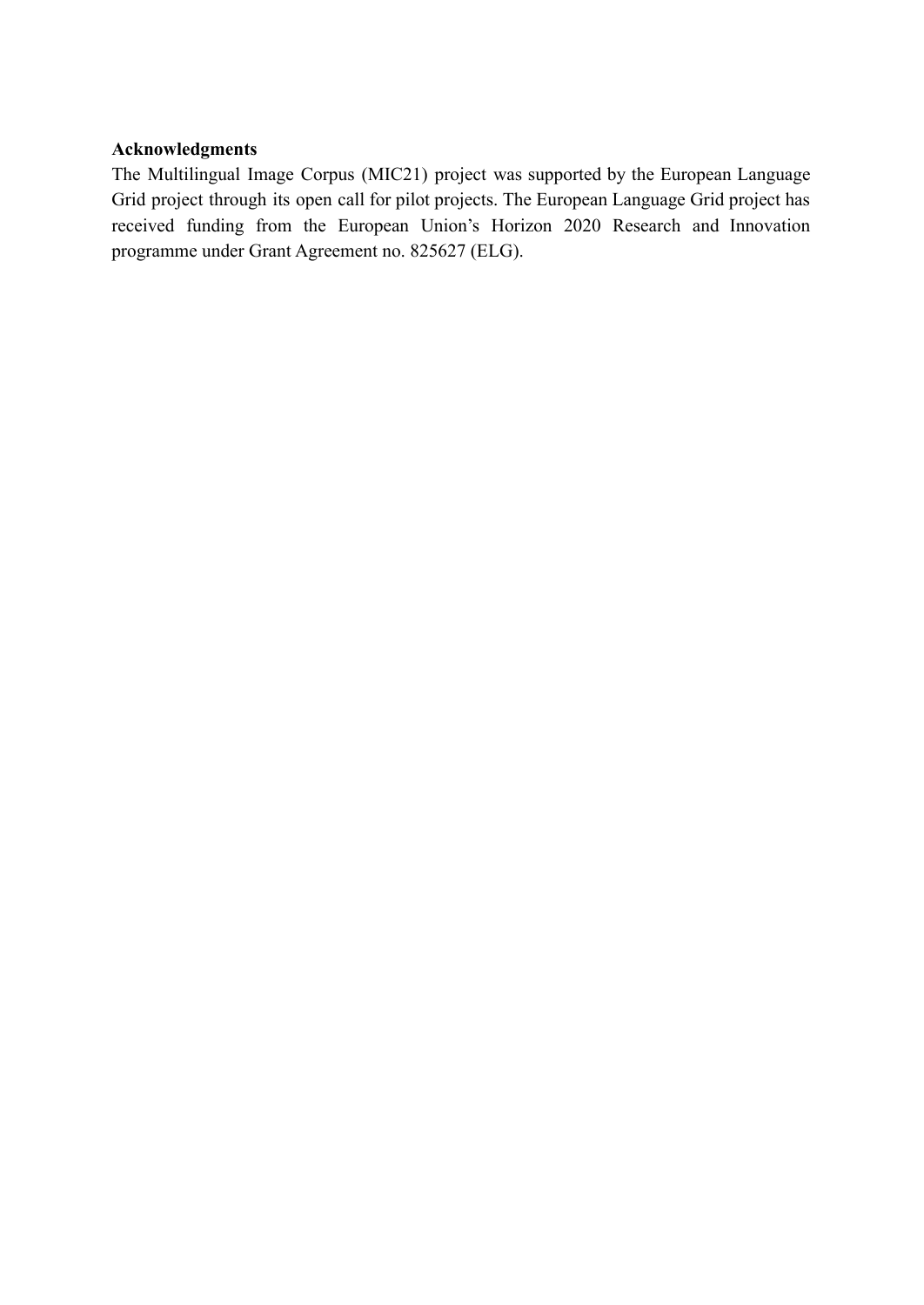**Acknowledgments**

The Multilingual Image Corpus (MIC21) project was supported by the European Language Grid project through its open call for pilot projects. The European Language Grid project has received funding from the European Union's Horizon 2020 Research and Innovation programme under Grant Agreement no. 825627 (ELG).